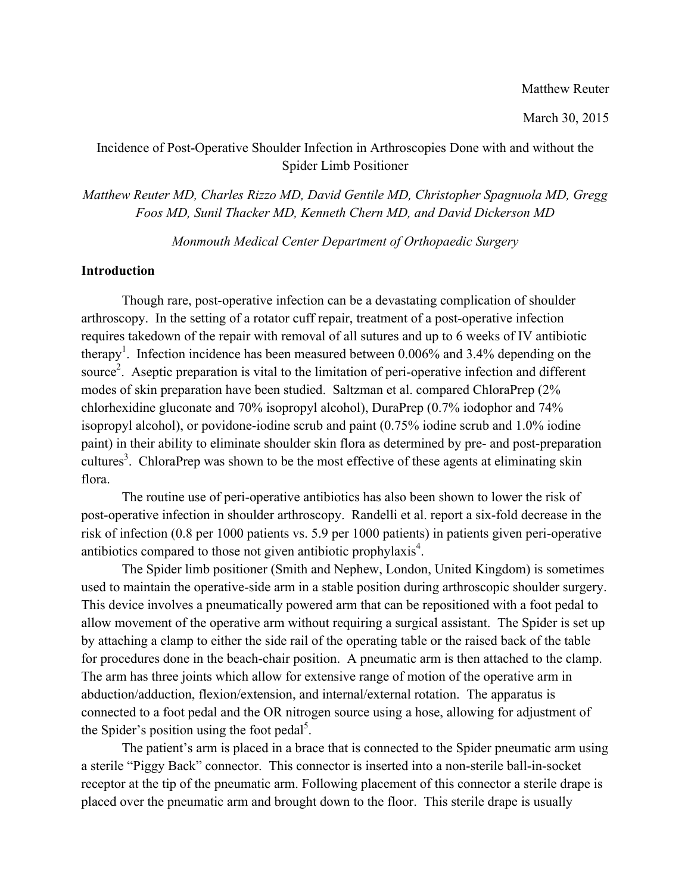Matthew Reuter

March 30, 2015

# Incidence of Post-Operative Shoulder Infection in Arthroscopies Done with and without the Spider Limb Positioner

*Matthew Reuter MD, Charles Rizzo MD, David Gentile MD, Christopher Spagnuola MD, Gregg Foos MD, Sunil Thacker MD, Kenneth Chern MD, and David Dickerson MD*

*Monmouth Medical Center Department of Orthopaedic Surgery*

## Introduction

Though rare, post-operative infection can be a devastating complication of shoulder arthroscopy. In the setting of a rotator cuff repair, treatment of a post-operative infection requires takedown of the repair with removal of all sutures and up to 6 weeks of IV antibiotic therapy[1]. Infection incidence has been measured between 0.006% and 3.4% depending on the source[2]. Aseptic preparation is vital to the limitation of peri-operative infection and different modes of skin preparation have been studied. Saltzman et al. compared ChloraPrep (2% chlorhexidine gluconate and 70% isopropyl alcohol), DuraPrep (0.7% iodophor and 74% isopropyl alcohol), or povidone-iodine scrub and paint (0.75% iodine scrub and 1.0% iodine paint) in their ability to eliminate shoulder skin flora as determined by pre- and post-preparation cultures[3]. ChloraPrep was shown to be the most effective of these agents at eliminating skin flora.

The routine use of peri-operative antibiotics has also been shown to lower the risk of post-operative infection in shoulder arthroscopy. Randelli et al. report a six-fold decrease in the risk of infection (0.8 per 1000 patients vs. 5.9 per 1000 patients) in patients given peri-operative antibiotics compared to those not given antibiotic prophylaxis[4].

The Spider limb positioner (Smith and Nephew, London, United Kingdom) is sometimes used to maintain the operative-side arm in a stable position during arthroscopic shoulder surgery. This device involves a pneumatically powered arm that can be repositioned with a foot pedal to allow movement of the operative arm without requiring a surgical assistant. The Spider is set up by attaching a clamp to either the side rail of the operating table or the raised back of the table for procedures done in the beach-chair position. A pneumatic arm is then attached to the clamp. The arm has three joints which allow for extensive range of motion of the operative arm in abduction/adduction, flexion/extension, and internal/external rotation. The apparatus is connected to a foot pedal and the OR nitrogen source using a hose, allowing for adjustment of the Spider's position using the foot pedal[5].

The patient's arm is placed in a brace that is connected to the Spider pneumatic arm using a sterile "Piggy Back" connector. This connector is inserted into a non-sterile ball-in-socket receptor at the tip of the pneumatic arm. Following placement of this connector a sterile drape is placed over the pneumatic arm and brought down to the floor. This sterile drape is usually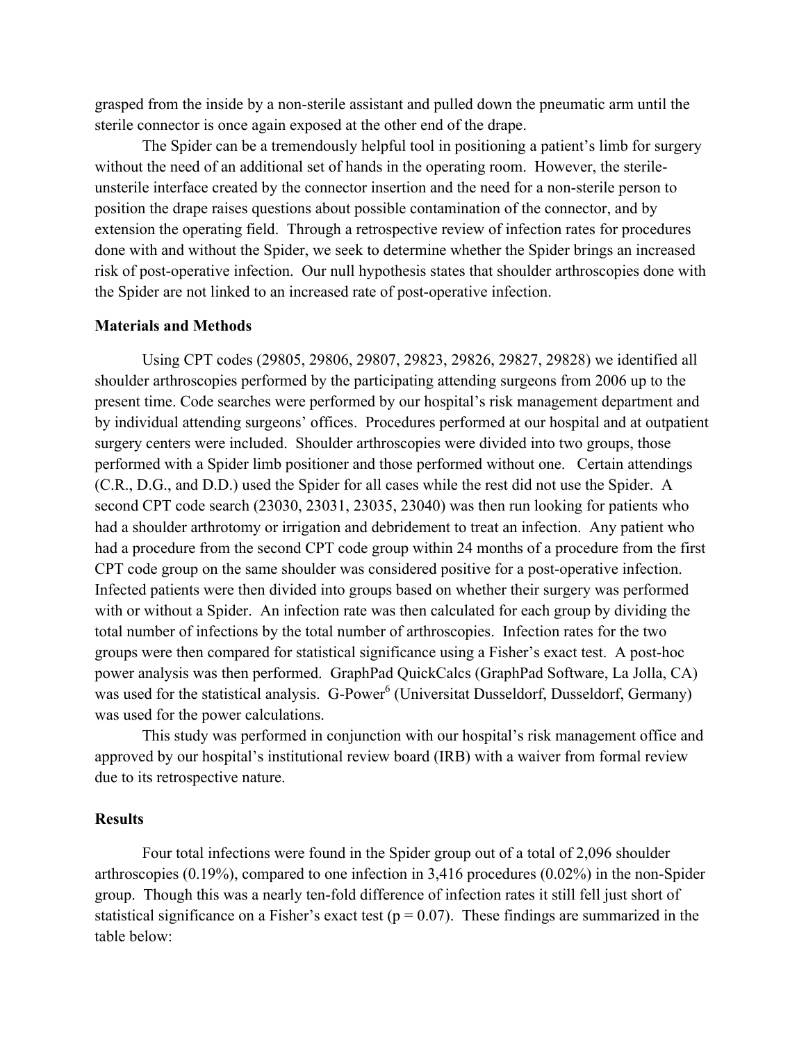grasped from the inside by a non-sterile assistant and pulled down the pneumatic arm until the sterile connector is once again exposed at the other end of the drape.

The Spider can be a tremendously helpful tool in positioning a patient's limb for surgery without the need of an additional set of hands in the operating room. However, the sterile-unsterile interface created by the connector insertion and the need for a non-sterile person to position the drape raises questions about possible contamination of the connector, and by extension the operating field. Through a retrospective review of infection rates for procedures done with and without the Spider, we seek to determine whether the Spider brings an increased risk of post-operative infection. Our null hypothesis states that shoulder arthroscopies done with the Spider are not linked to an increased rate of post-operative infection.

**Materials and Methods**

Using CPT codes (29805, 29806, 29807, 29823, 29826, 29827, 29828) we identified all shoulder arthroscopies performed by the participating attending surgeons from 2006 up to the present time. Code searches were performed by our hospital's risk management department and by individual attending surgeons' offices. Procedures performed at our hospital and at outpatient surgery centers were included. Shoulder arthroscopies were divided into two groups, those performed with a Spider limb positioner and those performed without one. Certain attendings (C.R., D.G., and D.D.) used the Spider for all cases while the rest did not use the Spider. A second CPT code search (23030, 23031, 23035, 23040) was then run looking for patients who had a shoulder arthrotomy or irrigation and debridement to treat an infection. Any patient who had a procedure from the second CPT code group within 24 months of a procedure from the first CPT code group on the same shoulder was considered positive for a post-operative infection. Infected patients were then divided into groups based on whether their surgery was performed with or without a Spider. An infection rate was then calculated for each group by dividing the total number of infections by the total number of arthroscopies. Infection rates for the two groups were then compared for statistical significance using a Fisher's exact test. A post-hoc power analysis was then performed. GraphPad QuickCalcs (GraphPad Software, La Jolla, CA) was used for the statistical analysis. G-Power[6] (Universitat Dusseldorf, Dusseldorf, Germany) was used for the power calculations.

This study was performed in conjunction with our hospital's risk management office and approved by our hospital's institutional review board (IRB) with a waiver from formal review due to its retrospective nature.

**Results**

Four total infections were found in the Spider group out of a total of 2,096 shoulder arthroscopies (0.19%), compared to one infection in 3,416 procedures (0.02%) in the non-Spider group. Though this was a nearly ten-fold difference of infection rates it still fell just short of statistical significance on a Fisher's exact test ($p = 0.07$). These findings are summarized in the table below: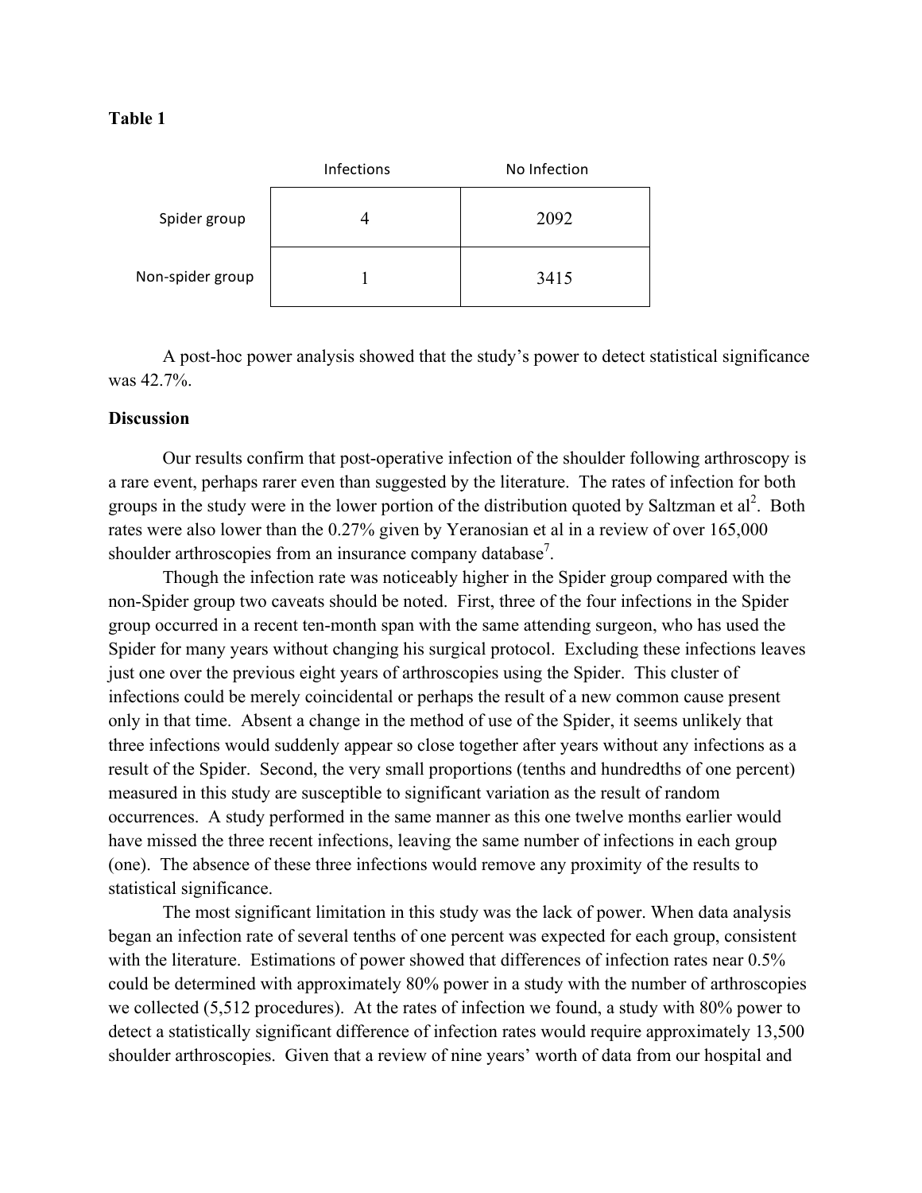**Table 1**

| | Infections | No Infection |
|---|---|---|
| Spider group | 4 | 2092 |
| Non-spider group | 1 | 3415 |

A post-hoc power analysis showed that the study's power to detect statistical significance was 42.7%.

**Discussion**

Our results confirm that post-operative infection of the shoulder following arthroscopy is a rare event, perhaps rarer even than suggested by the literature. The rates of infection for both groups in the study were in the lower portion of the distribution quoted by Saltzman et al[2]. Both rates were also lower than the 0.27% given by Yeranosian et al in a review of over 165,000 shoulder arthroscopies from an insurance company database[7].

Though the infection rate was noticeably higher in the Spider group compared with the non-Spider group two caveats should be noted. First, three of the four infections in the Spider group occurred in a recent ten-month span with the same attending surgeon, who has used the Spider for many years without changing his surgical protocol. Excluding these infections leaves just one over the previous eight years of arthroscopies using the Spider. This cluster of infections could be merely coincidental or perhaps the result of a new common cause present only in that time. Absent a change in the method of use of the Spider, it seems unlikely that three infections would suddenly appear so close together after years without any infections as a result of the Spider. Second, the very small proportions (tenths and hundredths of one percent) measured in this study are susceptible to significant variation as the result of random occurrences. A study performed in the same manner as this one twelve months earlier would have missed the three recent infections, leaving the same number of infections in each group (one). The absence of these three infections would remove any proximity of the results to statistical significance.

The most significant limitation in this study was the lack of power. When data analysis began an infection rate of several tenths of one percent was expected for each group, consistent with the literature. Estimations of power showed that differences of infection rates near 0.5% could be determined with approximately 80% power in a study with the number of arthroscopies we collected (5,512 procedures). At the rates of infection we found, a study with 80% power to detect a statistically significant difference of infection rates would require approximately 13,500 shoulder arthroscopies. Given that a review of nine years' worth of data from our hospital and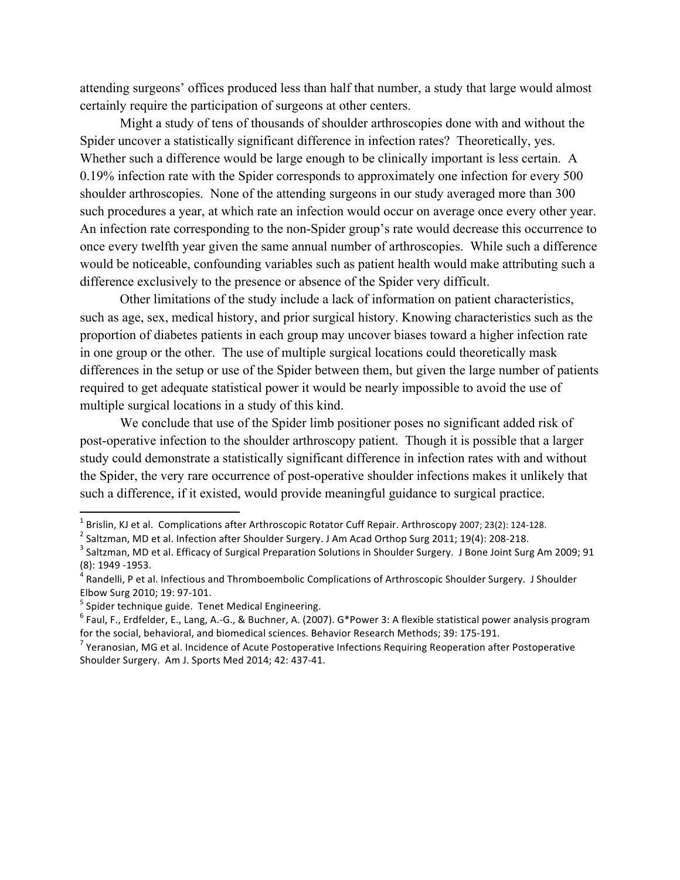attending surgeons' offices produced less than half that number, a study that large would almost certainly require the participation of surgeons at other centers.

Might a study of tens of thousands of shoulder arthroscopies done with and without the Spider uncover a statistically significant difference in infection rates? Theoretically, yes. Whether such a difference would be large enough to be clinically important is less certain. A 0.19% infection rate with the Spider corresponds to approximately one infection for every 500 shoulder arthroscopies. None of the attending surgeons in our study averaged more than 300 such procedures a year, at which rate an infection would occur on average once every other year. An infection rate corresponding to the non-Spider group's rate would decrease this occurrence to once every twelfth year given the same annual number of arthroscopies. While such a difference would be noticeable, confounding variables such as patient health would make attributing such a difference exclusively to the presence or absence of the Spider very difficult.

Other limitations of the study include a lack of information on patient characteristics, such as age, sex, medical history, and prior surgical history. Knowing characteristics such as the proportion of diabetes patients in each group may uncover biases toward a higher infection rate in one group or the other. The use of multiple surgical locations could theoretically mask differences in the setup or use of the Spider between them, but given the large number of patients required to get adequate statistical power it would be nearly impossible to avoid the use of multiple surgical locations in a study of this kind.

We conclude that use of the Spider limb positioner poses no significant added risk of post-operative infection to the shoulder arthroscopy patient. Though it is possible that a larger study could demonstrate a statistically significant difference in infection rates with and without the Spider, the very rare occurrence of post-operative shoulder infections makes it unlikely that such a difference, if it existed, would provide meaningful guidance to surgical practice.

---

[1] Brislin, KJ et al. Complications after Arthroscopic Rotator Cuff Repair. Arthroscopy 2007; 23(2): 124-128.

[2] Saltzman, MD et al. Infection after Shoulder Surgery. J Am Acad Orthop Surg 2011; 19(4): 208-218.

[3] Saltzman, MD et al. Efficacy of Surgical Preparation Solutions in Shoulder Surgery. J Bone Joint Surg Am 2009; 91 (8): 1949 -1953.

[4] Randelli, P et al. Infectious and Thromboembolic Complications of Arthroscopic Shoulder Surgery. J Shoulder Elbow Surg 2010; 19: 97-101.

[5] Spider technique guide. Tenet Medical Engineering.

[6] Faul, F., Erdfelder, E., Lang, A.-G., & Buchner, A. (2007). G*Power 3: A flexible statistical power analysis program for the social, behavioral, and biomedical sciences. Behavior Research Methods; 39: 175-191.

[7] Yeranosian, MG et al. Incidence of Acute Postoperative Infections Requiring Reoperation after Postoperative Shoulder Surgery. Am J. Sports Med 2014; 42: 437-41.